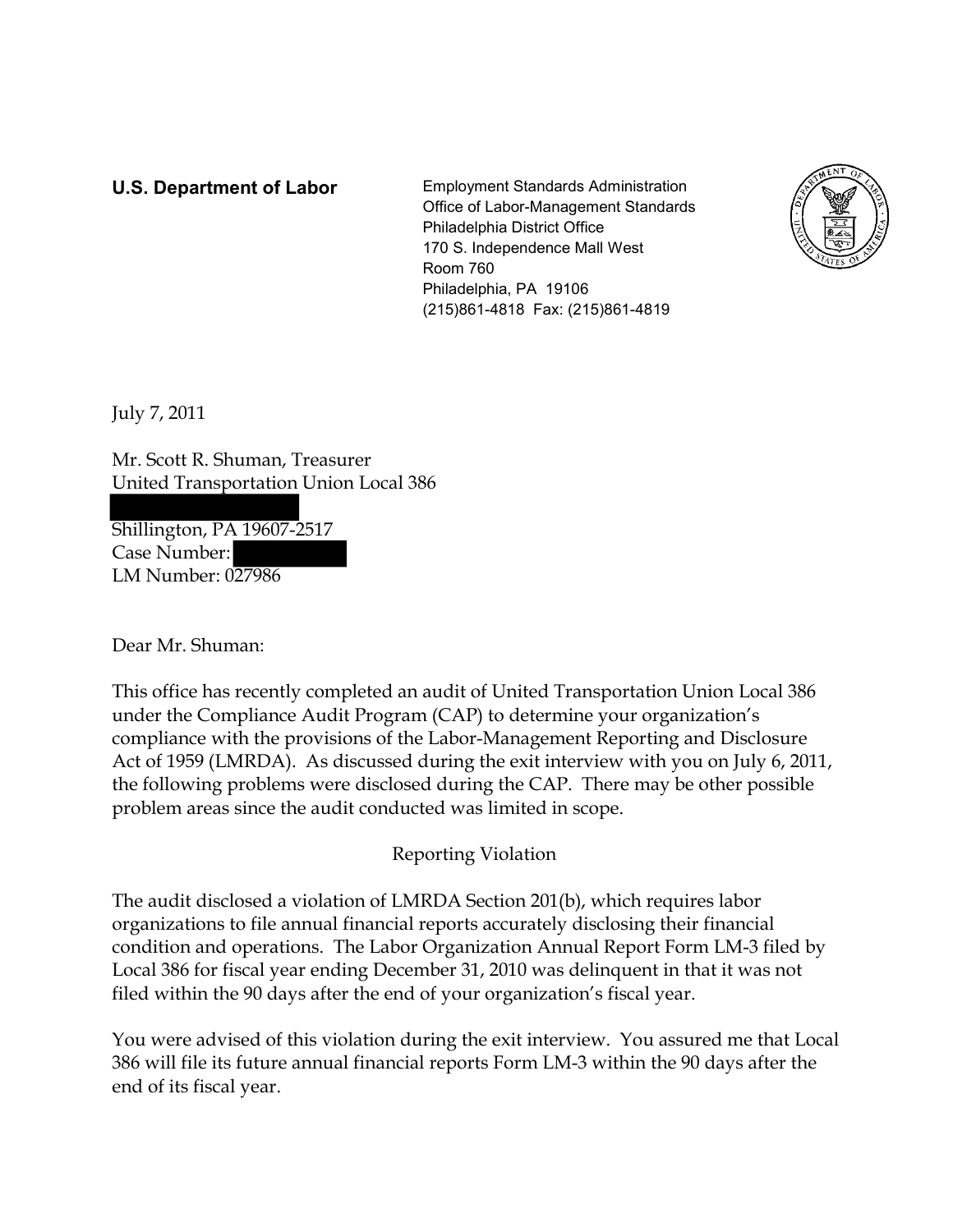**U.S. Department of Labor**

Employment Standards Administration
Office of Labor-Management Standards
Philadelphia District Office
170 S. Independence Mall West
Room 760
Philadelphia, PA 19106
(215)861-4818 Fax: (215)861-4819

July 7, 2011

Mr. Scott R. Shuman, Treasurer
United Transportation Union Local 386

Shillington, PA 19607-2517
Case Number:
LM Number: 027986

Dear Mr. Shuman:

This office has recently completed an audit of United Transportation Union Local 386 under the Compliance Audit Program (CAP) to determine your organization's compliance with the provisions of the Labor-Management Reporting and Disclosure Act of 1959 (LMRDA). As discussed during the exit interview with you on July 6, 2011, the following problems were disclosed during the CAP. There may be other possible problem areas since the audit conducted was limited in scope.

Reporting Violation

The audit disclosed a violation of LMRDA Section 201(b), which requires labor organizations to file annual financial reports accurately disclosing their financial condition and operations. The Labor Organization Annual Report Form LM-3 filed by Local 386 for fiscal year ending December 31, 2010 was delinquent in that it was not filed within the 90 days after the end of your organization's fiscal year.

You were advised of this violation during the exit interview. You assured me that Local 386 will file its future annual financial reports Form LM-3 within the 90 days after the end of its fiscal year.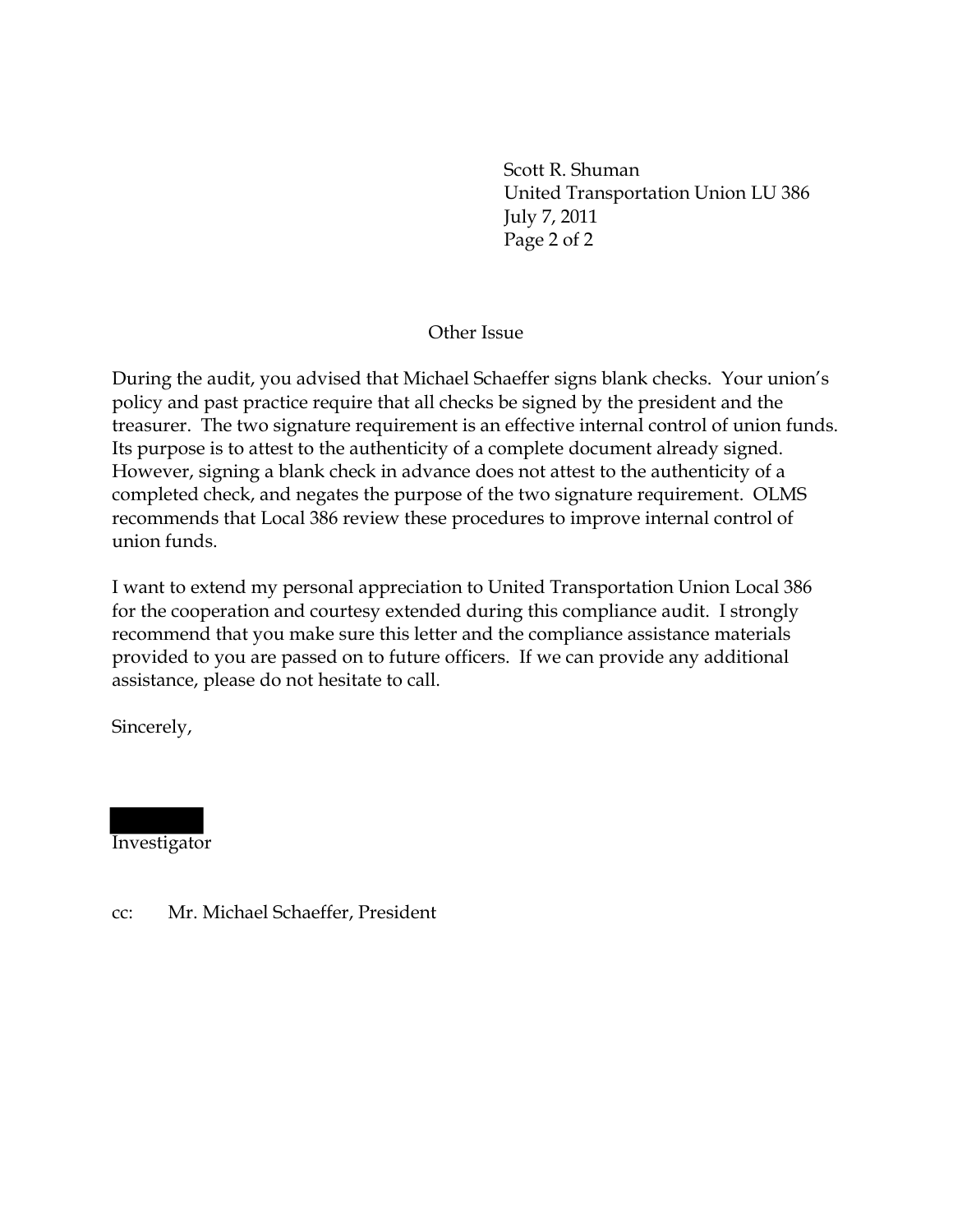Scott R. Shuman
United Transportation Union LU 386
July 7, 2011

## Other Issue

During the audit, you advised that Michael Schaeffer signs blank checks. Your union's policy and past practice require that all checks be signed by the president and the treasurer. The two signature requirement is an effective internal control of union funds. Its purpose is to attest to the authenticity of a complete document already signed. However, signing a blank check in advance does not attest to the authenticity of a completed check, and negates the purpose of the two signature requirement. OLMS recommends that Local 386 review these procedures to improve internal control of union funds.

I want to extend my personal appreciation to United Transportation Union Local 386 for the cooperation and courtesy extended during this compliance audit. I strongly recommend that you make sure this letter and the compliance assistance materials provided to you are passed on to future officers. If we can provide any additional assistance, please do not hesitate to call.

Sincerely,

[REDACTED]
Investigator

cc: Mr. Michael Schaeffer, President